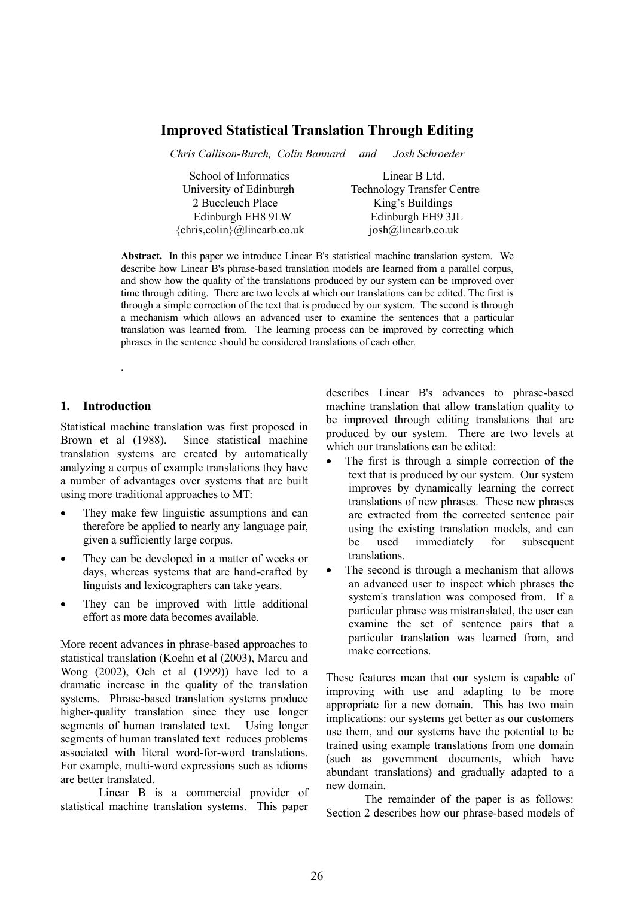# Improved Statistical Translation Through Editing

*Chris Callison-Burch, Colin Bannard and Josh Schroeder*

School of Informatics
University of Edinburgh
2 Buccleuch Place
Edinburgh EH8 9LW
{chris,colin}@linearb.co.uk

Linear B Ltd.
Technology Transfer Centre
King's Buildings
Edinburgh EH9 3JL
josh@linearb.co.uk

**Abstract.** In this paper we introduce Linear B's statistical machine translation system. We describe how Linear B's phrase-based translation models are learned from a parallel corpus, and show how the quality of the translations produced by our system can be improved over time through editing. There are two levels at which our translations can be edited. The first is through a simple correction of the text that is produced by our system. The second is through a mechanism which allows an advanced user to examine the sentences that a particular translation was learned from. The learning process can be improved by correcting which phrases in the sentence should be considered translations of each other.

## 1. Introduction

Statistical machine translation was first proposed in Brown et al (1988). Since statistical machine translation systems are created by automatically analyzing a corpus of example translations they have a number of advantages over systems that are built using more traditional approaches to MT:

- They make few linguistic assumptions and can therefore be applied to nearly any language pair, given a sufficiently large corpus.
- They can be developed in a matter of weeks or days, whereas systems that are hand-crafted by linguists and lexicographers can take years.
- They can be improved with little additional effort as more data becomes available.

More recent advances in phrase-based approaches to statistical translation (Koehn et al (2003), Marcu and Wong (2002), Och et al (1999)) have led to a dramatic increase in the quality of the translation systems. Phrase-based translation systems produce higher-quality translation since they use longer segments of human translated text. Using longer segments of human translated text reduces problems associated with literal word-for-word translations. For example, multi-word expressions such as idioms are better translated.

Linear B is a commercial provider of statistical machine translation systems. This paper describes Linear B's advances to phrase-based machine translation that allow translation quality to be improved through editing translations that are produced by our system. There are two levels at which our translations can be edited:

- The first is through a simple correction of the text that is produced by our system. Our system improves by dynamically learning the correct translations of new phrases. These new phrases are extracted from the corrected sentence pair using the existing translation models, and can be used immediately for subsequent translations.
- The second is through a mechanism that allows an advanced user to inspect which phrases the system's translation was composed from. If a particular phrase was mistranslated, the user can examine the set of sentence pairs that a particular translation was learned from, and make corrections.

These features mean that our system is capable of improving with use and adapting to be more appropriate for a new domain. This has two main implications: our systems get better as our customers use them, and our systems have the potential to be trained using example translations from one domain (such as government documents, which have abundant translations) and gradually adapted to a new domain.

The remainder of the paper is as follows: Section 2 describes how our phrase-based models of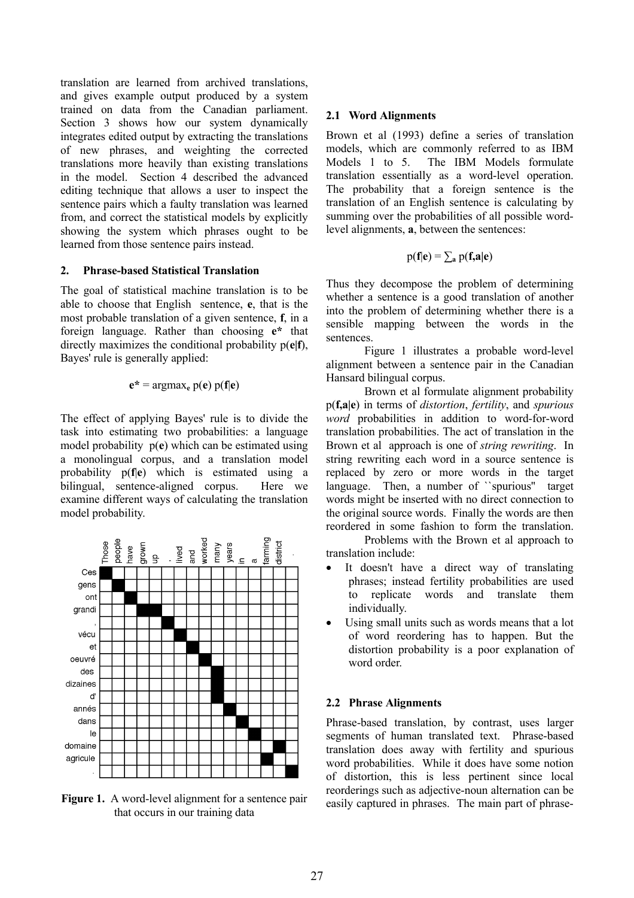translation are learned from archived translations, and gives example output produced by a system trained on data from the Canadian parliament. Section 3 shows how our system dynamically integrates edited output by extracting the translations of new phrases, and weighting the corrected translations more heavily than existing translations in the model. Section 4 described the advanced editing technique that allows a user to inspect the sentence pairs which a faulty translation was learned from, and correct the statistical models by explicitly showing the system which phrases ought to be learned from those sentence pairs instead.

## 2. Phrase-based Statistical Translation

The goal of statistical machine translation is to be able to choose that English sentence, **e**, that is the most probable translation of a given sentence, **f**, in a foreign language. Rather than choosing **e\*** that directly maximizes the conditional probability p(**e**|**f**), Bayes' rule is generally applied:

$$\mathbf{e}^* = \text{argmax}_{\mathbf{e}}\, p(\mathbf{e})\, p(\mathbf{f}|\mathbf{e})$$

The effect of applying Bayes' rule is to divide the task into estimating two probabilities: a language model probability p(**e**) which can be estimated using a monolingual corpus, and a translation model probability p(**f**|**e**) which is estimated using a bilingual, sentence-aligned corpus. Here we examine different ways of calculating the translation model probability.

**Figure 1.** A word-level alignment for a sentence pair that occurs in our training data

### 2.1 Word Alignments

Brown et al (1993) define a series of translation models, which are commonly referred to as IBM Models 1 to 5. The IBM Models formulate translation essentially as a word-level operation. The probability that a foreign sentence is the translation of an English sentence is calculating by summing over the probabilities of all possible word-level alignments, **a**, between the sentences:

$$p(\mathbf{f}|\mathbf{e}) = \sum_{\mathbf{a}} p(\mathbf{f},\mathbf{a}|\mathbf{e})$$

Thus they decompose the problem of determining whether a sentence is a good translation of another into the problem of determining whether there is a sensible mapping between the words in the sentences.

Figure 1 illustrates a probable word-level alignment between a sentence pair in the Canadian Hansard bilingual corpus.

Brown et al formulate alignment probability p(**f,a**|**e**) in terms of *distortion*, *fertility*, and *spurious word* probabilities in addition to word-for-word translation probabilities. The act of translation in the Brown et al approach is one of *string rewriting*. In string rewriting each word in a source sentence is replaced by zero or more words in the target language. Then, a number of ``spurious'' target words might be inserted with no direct connection to the original source words. Finally the words are then reordered in some fashion to form the translation.

Problems with the Brown et al approach to translation include:

- It doesn't have a direct way of translating phrases; instead fertility probabilities are used to replicate words and translate them individually.
- Using small units such as words means that a lot of word reordering has to happen. But the distortion probability is a poor explanation of word order.

### 2.2 Phrase Alignments

Phrase-based translation, by contrast, uses larger segments of human translated text. Phrase-based translation does away with fertility and spurious word probabilities. While it does have some notion of distortion, this is less pertinent since local reorderings such as adjective-noun alternation can be easily captured in phrases. The main part of phrase-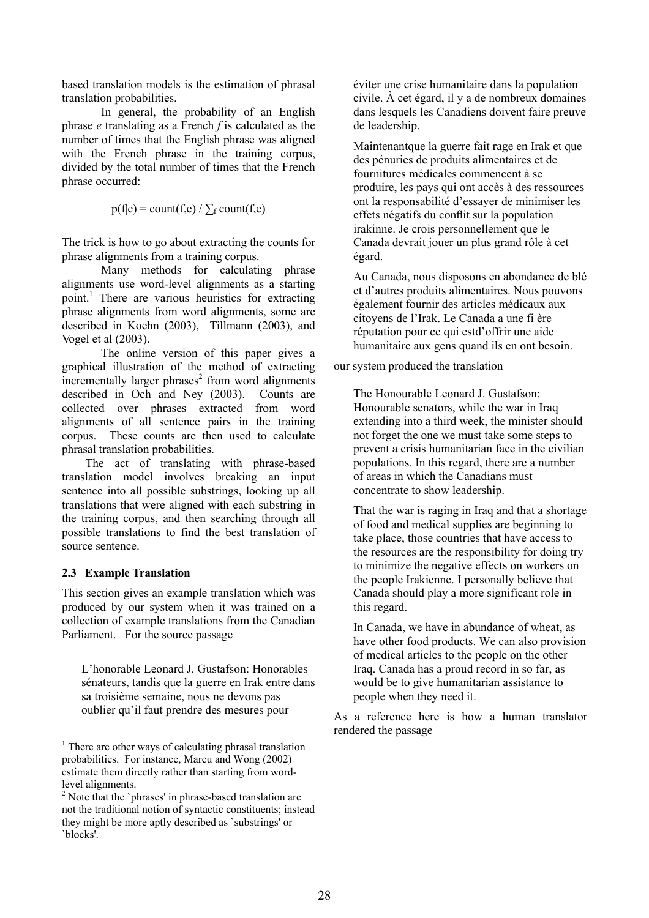based translation models is the estimation of phrasal translation probabilities.

In general, the probability of an English phrase *e* translating as a French *f* is calculated as the number of times that the English phrase was aligned with the French phrase in the training corpus, divided by the total number of times that the French phrase occurred:

$$p(f|e) = \text{count}(f,e) / \sum_f \text{count}(f,e)$$

The trick is how to go about extracting the counts for phrase alignments from a training corpus.

Many methods for calculating phrase alignments use word-level alignments as a starting point.[1] There are various heuristics for extracting phrase alignments from word alignments, some are described in Koehn (2003), Tillmann (2003), and Vogel et al (2003).

The online version of this paper gives a graphical illustration of the method of extracting incrementally larger phrases[2] from word alignments described in Och and Ney (2003). Counts are collected over phrases extracted from word alignments of all sentence pairs in the training corpus. These counts are then used to calculate phrasal translation probabilities.

The act of translating with phrase-based translation model involves breaking an input sentence into all possible substrings, looking up all translations that were aligned with each substring in the training corpus, and then searching through all possible translations to find the best translation of source sentence.

### 2.3 Example Translation

This section gives an example translation which was produced by our system when it was trained on a collection of example translations from the Canadian Parliament. For the source passage

> L'honorable Leonard J. Gustafson: Honorables sénateurs, tandis que la guerre en Irak entre dans sa troisième semaine, nous ne devons pas oublier qu'il faut prendre des mesures pour éviter une crise humanitaire dans la population civile. À cet égard, il y a de nombreux domaines dans lesquels les Canadiens doivent faire preuve de leadership.
>
> Maintenantque la guerre fait rage en Irak et que des pénuries de produits alimentaires et de fournitures médicales commencent à se produire, les pays qui ont accès à des ressources ont la responsabilité d'essayer de minimiser les effets négatifs du conflit sur la population irakinne. Je crois personnellement que le Canada devrait jouer un plus grand rôle à cet égard.
>
> Au Canada, nous disposons en abondance de blé et d'autres produits alimentaires. Nous pouvons également fournir des articles médicaux aux citoyens de l'Irak. Le Canada a une fi ère réputation pour ce qui estd'offrir une aide humanitaire aux gens quand ils en ont besoin.

our system produced the translation

> The Honourable Leonard J. Gustafson: Honourable senators, while the war in Iraq extending into a third week, the minister should not forget the one we must take some steps to prevent a crisis humanitarian face in the civilian populations. In this regard, there are a number of areas in which the Canadians must concentrate to show leadership.
>
> That the war is raging in Iraq and that a shortage of food and medical supplies are beginning to take place, those countries that have access to the resources are the responsibility for doing try to minimize the negative effects on workers on the people Irakienne. I personally believe that Canada should play a more significant role in this regard.
>
> In Canada, we have in abundance of wheat, as have other food products. We can also provision of medical articles to the people on the other Iraq. Canada has a proud record in so far, as would be to give humanitarian assistance to people when they need it.

As a reference here is how a human translator rendered the passage

---

[1] There are other ways of calculating phrasal translation probabilities. For instance, Marcu and Wong (2002) estimate them directly rather than starting from word-level alignments.

[2] Note that the `phrases' in phrase-based translation are not the traditional notion of syntactic constituents; instead they might be more aptly described as `substrings' or `blocks'.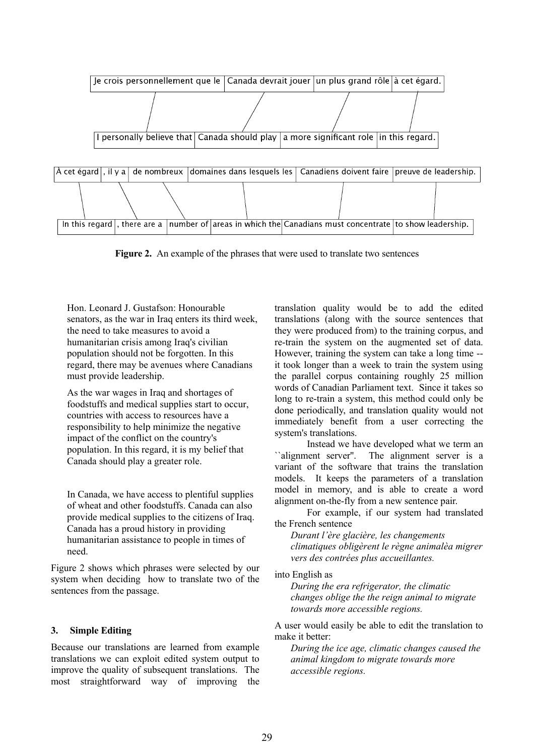Je crois personnellement que le | Canada devrait jouer | un plus grand rôle | à cet égard.

I personally believe that | Canada should play | a more significant role | in this regard.

À cet égard | , il y a | de nombreux | domaines dans lesquels les | Canadiens doivent faire | preuve de leadership.

In this regard | , there are a | number of | areas in which the | Canadians must concentrate | to show leadership.

**Figure 2.** An example of the phrases that were used to translate two sentences

> Hon. Leonard J. Gustafson: Honourable senators, as the war in Iraq enters its third week, the need to take measures to avoid a humanitarian crisis among Iraq's civilian population should not be forgotten. In this regard, there may be avenues where Canadians must provide leadership.
>
> As the war wages in Iraq and shortages of foodstuffs and medical supplies start to occur, countries with access to resources have a responsibility to help minimize the negative impact of the conflict on the country's population. In this regard, it is my belief that Canada should play a greater role.
>
> In Canada, we have access to plentiful supplies of wheat and other foodstuffs. Canada can also provide medical supplies to the citizens of Iraq. Canada has a proud history in providing humanitarian assistance to people in times of need.

Figure 2 shows which phrases were selected by our system when deciding how to translate two of the sentences from the passage.

## 3. Simple Editing

Because our translations are learned from example translations we can exploit edited system output to improve the quality of subsequent translations. The most straightforward way of improving the translation quality would be to add the edited translations (along with the source sentences that they were produced from) to the training corpus, and re-train the system on the augmented set of data. However, training the system can take a long time -- it took longer than a week to train the system using the parallel corpus containing roughly 25 million words of Canadian Parliament text. Since it takes so long to re-train a system, this method could only be done periodically, and translation quality would not immediately benefit from a user correcting the system's translations.

Instead we have developed what we term an ``alignment server''. The alignment server is a variant of the software that trains the translation models. It keeps the parameters of a translation model in memory, and is able to create a word alignment on-the-fly from a new sentence pair.

For example, if our system had translated the French sentence

> *Durant l'ère glacière, les changements climatiques obligèrent le règne animalèa migrer vers des contrées plus accueillantes.*

into English as

> *During the era refrigerator, the climatic changes oblige the the reign animal to migrate towards more accessible regions.*

A user would easily be able to edit the translation to make it better:

> *During the ice age, climatic changes caused the animal kingdom to migrate towards more accessible regions.*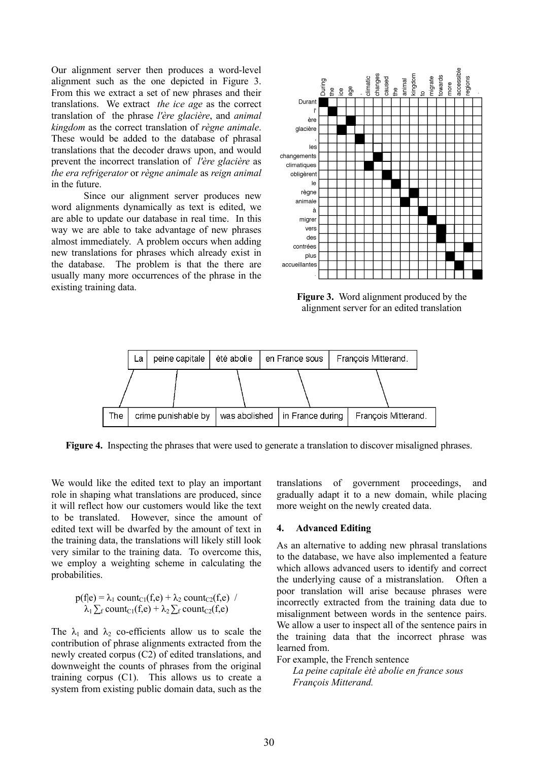Our alignment server then produces a word-level alignment such as the one depicted in Figure 3. From this we extract a set of new phrases and their translations. We extract *the ice age* as the correct translation of the phrase *l'ère glacière*, and *animal kingdom* as the correct translation of *règne animale*. These would be added to the database of phrasal translations that the decoder draws upon, and would prevent the incorrect translation of *l'ère glacière* as *the era refrigerator* or *règne animale* as *reign animal* in the future.

Since our alignment server produces new word alignments dynamically as text is edited, we are able to update our database in real time. In this way we are able to take advantage of new phrases almost immediately. A problem occurs when adding new translations for phrases which already exist in the database. The problem is that the there are usually many more occurrences of the phrase in the existing training data.

**Figure 3.** Word alignment produced by the alignment server for an edited translation

**Figure 4.** Inspecting the phrases that were used to generate a translation to discover misaligned phrases.

We would like the edited text to play an important role in shaping what translations are produced, since it will reflect how our customers would like the text to be translated. However, since the amount of edited text will be dwarfed by the amount of text in the training data, the translations will likely still look very similar to the training data. To overcome this, we employ a weighting scheme in calculating the probabilities.

$$p(f|e) = \lambda_1 \, \text{count}_{C1}(f,e) + \lambda_2 \, \text{count}_{C2}(f,e) \; / \; \lambda_1 \textstyle\sum_f \text{count}_{C1}(f,e) + \lambda_2 \textstyle\sum_f \text{count}_{C2}(f,e)$$

The $\lambda_1$ and $\lambda_2$ co-efficients allow us to scale the contribution of phrase alignments extracted from the newly created corpus (C2) of edited translations, and downweight the counts of phrases from the original training corpus (C1). This allows us to create a system from existing public domain data, such as the translations of government proceedings, and gradually adapt it to a new domain, while placing more weight on the newly created data.

## 4. Advanced Editing

As an alternative to adding new phrasal translations to the database, we have also implemented a feature which allows advanced users to identify and correct the underlying cause of a mistranslation. Often a poor translation will arise because phrases were incorrectly extracted from the training data due to misalignment between words in the sentence pairs. We allow a user to inspect all of the sentence pairs in the training data that the incorrect phrase was learned from.

For example, the French sentence

*La peine capitale ètè abolie en france sous François Mitterand.*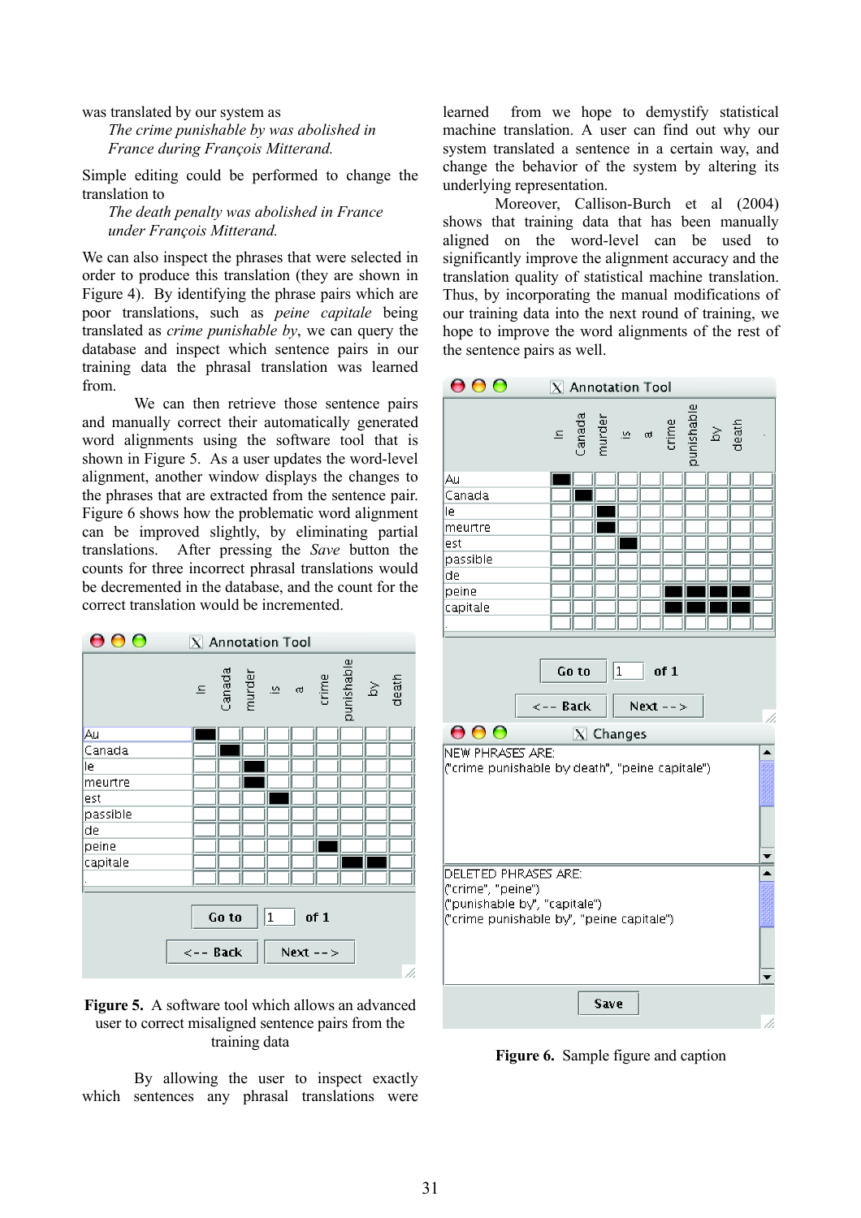was translated by our system as

*The crime punishable by was abolished in France during François Mitterand.*

Simple editing could be performed to change the translation to

*The death penalty was abolished in France under François Mitterand.*

We can also inspect the phrases that were selected in order to produce this translation (they are shown in Figure 4). By identifying the phrase pairs which are poor translations, such as *peine capitale* being translated as *crime punishable by*, we can query the database and inspect which sentence pairs in our training data the phrasal translation was learned from.

We can then retrieve those sentence pairs and manually correct their automatically generated word alignments using the software tool that is shown in Figure 5. As a user updates the word-level alignment, another window displays the changes to the phrases that are extracted from the sentence pair. Figure 6 shows how the problematic word alignment can be improved slightly, by eliminating partial translations. After pressing the *Save* button the counts for three incorrect phrasal translations would be decremented in the database, and the count for the correct translation would be incremented.

**Figure 5.** A software tool which allows an advanced user to correct misaligned sentence pairs from the training data

By allowing the user to inspect exactly which sentences any phrasal translations were learned from we hope to demystify statistical machine translation. A user can find out why our system translated a sentence in a certain way, and change the behavior of the system by altering its underlying representation.

Moreover, Callison-Burch et al (2004) shows that training data that has been manually aligned on the word-level can be used to significantly improve the alignment accuracy and the translation quality of statistical machine translation. Thus, by incorporating the manual modifications of our training data into the next round of training, we hope to improve the word alignments of the rest of the sentence pairs as well.

**Figure 6.** Sample figure and caption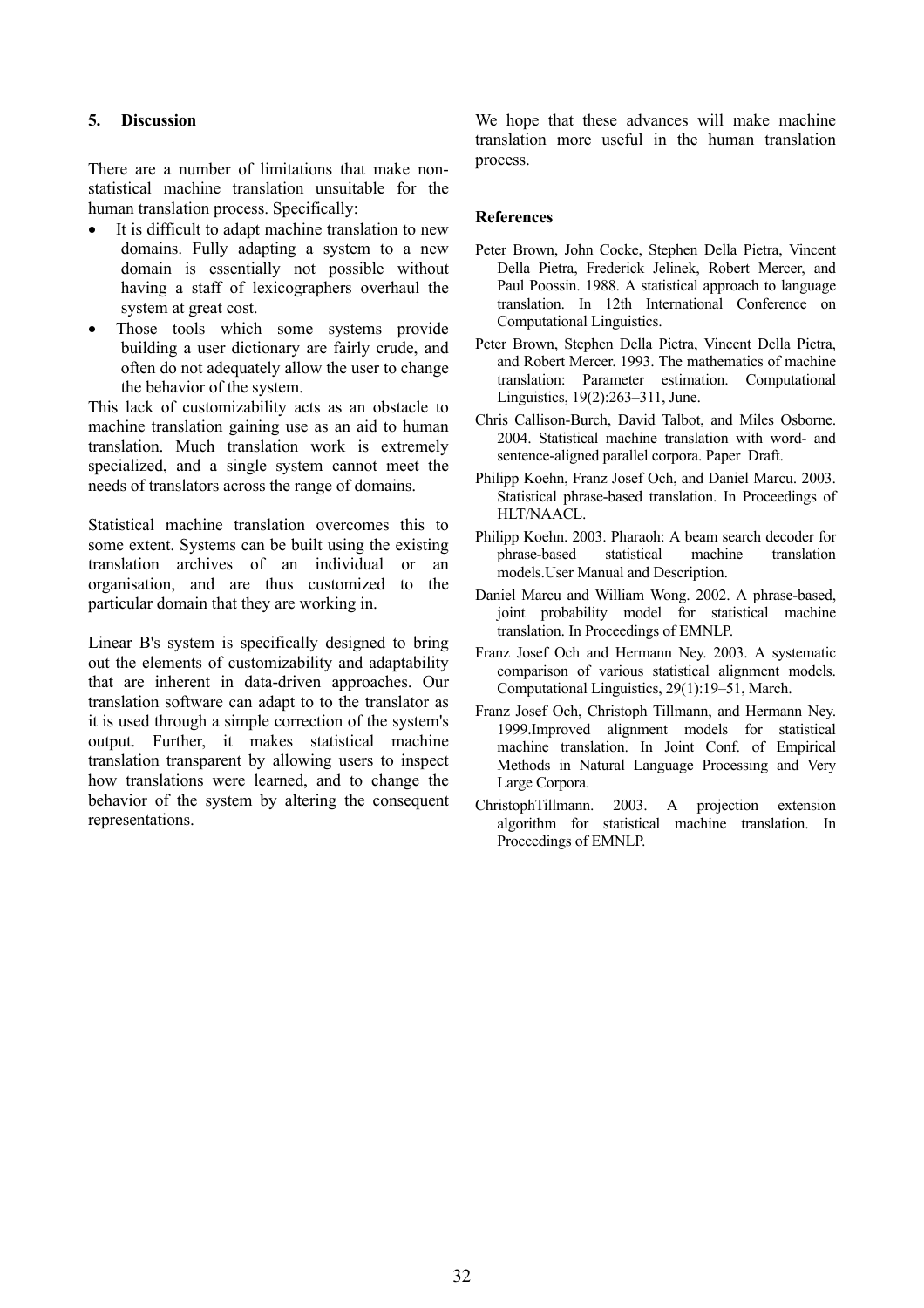## 5. Discussion

There are a number of limitations that make non-statistical machine translation unsuitable for the human translation process. Specifically:

- It is difficult to adapt machine translation to new domains. Fully adapting a system to a new domain is essentially not possible without having a staff of lexicographers overhaul the system at great cost.
- Those tools which some systems provide building a user dictionary are fairly crude, and often do not adequately allow the user to change the behavior of the system.

This lack of customizability acts as an obstacle to machine translation gaining use as an aid to human translation. Much translation work is extremely specialized, and a single system cannot meet the needs of translators across the range of domains.

Statistical machine translation overcomes this to some extent. Systems can be built using the existing translation archives of an individual or an organisation, and are thus customized to the particular domain that they are working in.

Linear B's system is specifically designed to bring out the elements of customizability and adaptability that are inherent in data-driven approaches. Our translation software can adapt to to the translator as it is used through a simple correction of the system's output. Further, it makes statistical machine translation transparent by allowing users to inspect how translations were learned, and to change the behavior of the system by altering the consequent representations.

We hope that these advances will make machine translation more useful in the human translation process.

## References

Peter Brown, John Cocke, Stephen Della Pietra, Vincent Della Pietra, Frederick Jelinek, Robert Mercer, and Paul Poossin. 1988. A statistical approach to language translation. In 12th International Conference on Computational Linguistics.

Peter Brown, Stephen Della Pietra, Vincent Della Pietra, and Robert Mercer. 1993. The mathematics of machine translation: Parameter estimation. Computational Linguistics, 19(2):263–311, June.

Chris Callison-Burch, David Talbot, and Miles Osborne. 2004. Statistical machine translation with word- and sentence-aligned parallel corpora. Paper Draft.

Philipp Koehn, Franz Josef Och, and Daniel Marcu. 2003. Statistical phrase-based translation. In Proceedings of HLT/NAACL.

Philipp Koehn. 2003. Pharaoh: A beam search decoder for phrase-based statistical machine translation models.User Manual and Description.

Daniel Marcu and William Wong. 2002. A phrase-based, joint probability model for statistical machine translation. In Proceedings of EMNLP.

Franz Josef Och and Hermann Ney. 2003. A systematic comparison of various statistical alignment models. Computational Linguistics, 29(1):19–51, March.

Franz Josef Och, Christoph Tillmann, and Hermann Ney. 1999.Improved alignment models for statistical machine translation. In Joint Conf. of Empirical Methods in Natural Language Processing and Very Large Corpora.

ChristophTillmann. 2003. A projection extension algorithm for statistical machine translation. In Proceedings of EMNLP.